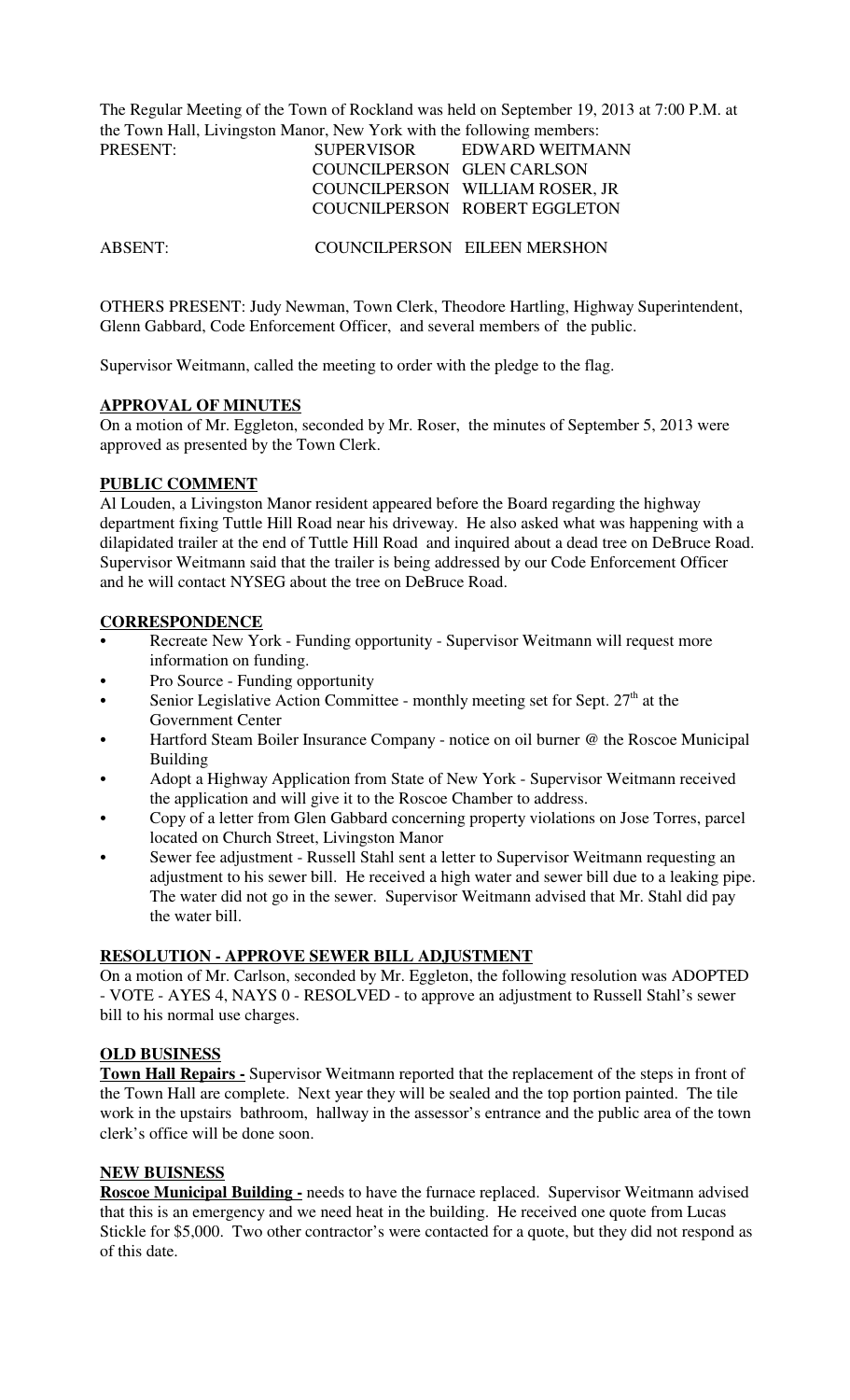The Regular Meeting of the Town of Rockland was held on September 19, 2013 at 7:00 P.M. at the Town Hall, Livingston Manor, New York with the following members:

| PRESENT: | SUPERVISOR | EDWARD WEITMANN |
|---|---|---|
| | COUNCILPERSON | GLEN CARLSON |
| | COUNCILPERSON | WILLIAM ROSER, JR |
| | COUCNILPERSON | ROBERT EGGLETON |
| ABSENT: | COUNCILPERSON | EILEEN MERSHON |

OTHERS PRESENT: Judy Newman, Town Clerk, Theodore Hartling, Highway Superintendent, Glenn Gabbard, Code Enforcement Officer, and several members of the public.

Supervisor Weitmann, called the meeting to order with the pledge to the flag.

**APPROVAL OF MINUTES**

On a motion of Mr. Eggleton, seconded by Mr. Roser, the minutes of September 5, 2013 were approved as presented by the Town Clerk.

**PUBLIC COMMENT**

Al Louden, a Livingston Manor resident appeared before the Board regarding the highway department fixing Tuttle Hill Road near his driveway. He also asked what was happening with a dilapidated trailer at the end of Tuttle Hill Road and inquired about a dead tree on DeBruce Road. Supervisor Weitmann said that the trailer is being addressed by our Code Enforcement Officer and he will contact NYSEG about the tree on DeBruce Road.

**CORRESPONDENCE**

- Recreate New York - Funding opportunity - Supervisor Weitmann will request more information on funding.
- Pro Source - Funding opportunity
- Senior Legislative Action Committee - monthly meeting set for Sept. 27th at the Government Center
- Hartford Steam Boiler Insurance Company - notice on oil burner @ the Roscoe Municipal Building
- Adopt a Highway Application from State of New York - Supervisor Weitmann received the application and will give it to the Roscoe Chamber to address.
- Copy of a letter from Glen Gabbard concerning property violations on Jose Torres, parcel located on Church Street, Livingston Manor
- Sewer fee adjustment - Russell Stahl sent a letter to Supervisor Weitmann requesting an adjustment to his sewer bill. He received a high water and sewer bill due to a leaking pipe. The water did not go in the sewer. Supervisor Weitmann advised that Mr. Stahl did pay the water bill.

**RESOLUTION - APPROVE SEWER BILL ADJUSTMENT**

On a motion of Mr. Carlson, seconded by Mr. Eggleton, the following resolution was ADOPTED - VOTE - AYES 4, NAYS 0 - RESOLVED - to approve an adjustment to Russell Stahl's sewer bill to his normal use charges.

**OLD BUSINESS**

**Town Hall Repairs -** Supervisor Weitmann reported that the replacement of the steps in front of the Town Hall are complete. Next year they will be sealed and the top portion painted. The tile work in the upstairs bathroom, hallway in the assessor's entrance and the public area of the town clerk's office will be done soon.

**NEW BUISNESS**

**Roscoe Municipal Building -** needs to have the furnace replaced. Supervisor Weitmann advised that this is an emergency and we need heat in the building. He received one quote from Lucas Stickle for $5,000. Two other contractor's were contacted for a quote, but they did not respond as of this date.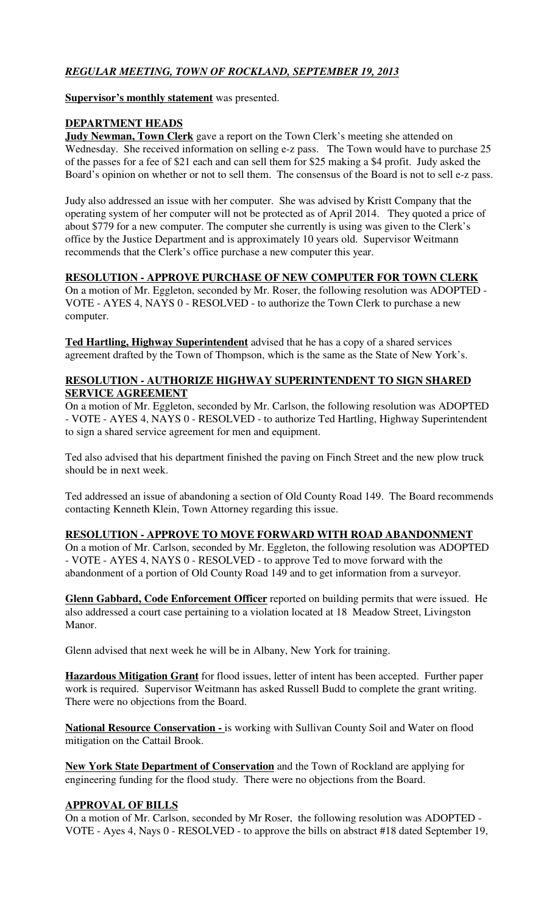## *REGULAR MEETING, TOWN OF ROCKLAND, SEPTEMBER 19, 2013*

**Supervisor's monthly statement** was presented.

**DEPARTMENT HEADS**

**Judy Newman, Town Clerk** gave a report on the Town Clerk's meeting she attended on Wednesday. She received information on selling e-z pass. The Town would have to purchase 25 of the passes for a fee of $21 each and can sell them for $25 making a $4 profit. Judy asked the Board's opinion on whether or not to sell them. The consensus of the Board is not to sell e-z pass.

Judy also addressed an issue with her computer. She was advised by Kristt Company that the operating system of her computer will not be protected as of April 2014. They quoted a price of about $779 for a new computer. The computer she currently is using was given to the Clerk's office by the Justice Department and is approximately 10 years old. Supervisor Weitmann recommends that the Clerk's office purchase a new computer this year.

**RESOLUTION - APPROVE PURCHASE OF NEW COMPUTER FOR TOWN CLERK**

On a motion of Mr. Eggleton, seconded by Mr. Roser, the following resolution was ADOPTED - VOTE - AYES 4, NAYS 0 - RESOLVED - to authorize the Town Clerk to purchase a new computer.

**Ted Hartling, Highway Superintendent** advised that he has a copy of a shared services agreement drafted by the Town of Thompson, which is the same as the State of New York's.

**RESOLUTION - AUTHORIZE HIGHWAY SUPERINTENDENT TO SIGN SHARED SERVICE AGREEMENT**

On a motion of Mr. Eggleton, seconded by Mr. Carlson, the following resolution was ADOPTED - VOTE - AYES 4, NAYS 0 - RESOLVED - to authorize Ted Hartling, Highway Superintendent to sign a shared service agreement for men and equipment.

Ted also advised that his department finished the paving on Finch Street and the new plow truck should be in next week.

Ted addressed an issue of abandoning a section of Old County Road 149. The Board recommends contacting Kenneth Klein, Town Attorney regarding this issue.

**RESOLUTION - APPROVE TO MOVE FORWARD WITH ROAD ABANDONMENT**

On a motion of Mr. Carlson, seconded by Mr. Eggleton, the following resolution was ADOPTED - VOTE - AYES 4, NAYS 0 - RESOLVED - to approve Ted to move forward with the abandonment of a portion of Old County Road 149 and to get information from a surveyor.

**Glenn Gabbard, Code Enforcement Officer** reported on building permits that were issued. He also addressed a court case pertaining to a violation located at 18 Meadow Street, Livingston Manor.

Glenn advised that next week he will be in Albany, New York for training.

**Hazardous Mitigation Grant** for flood issues, letter of intent has been accepted. Further paper work is required. Supervisor Weitmann has asked Russell Budd to complete the grant writing. There were no objections from the Board.

**National Resource Conservation -** is working with Sullivan County Soil and Water on flood mitigation on the Cattail Brook.

**New York State Department of Conservation** and the Town of Rockland are applying for engineering funding for the flood study. There were no objections from the Board.

**APPROVAL OF BILLS**

On a motion of Mr. Carlson, seconded by Mr Roser, the following resolution was ADOPTED - VOTE - Ayes 4, Nays 0 - RESOLVED - to approve the bills on abstract #18 dated September 19,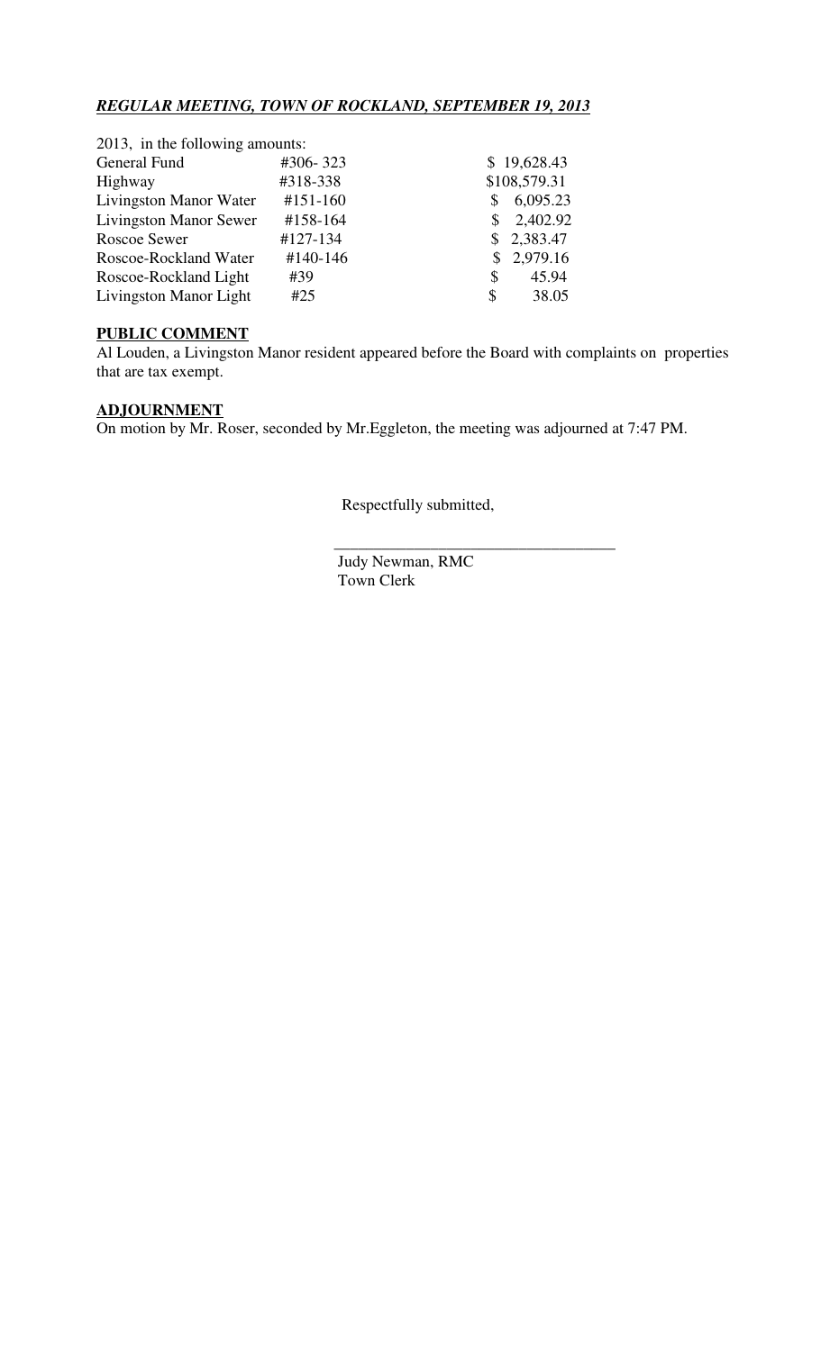2013, in the following amounts:

| | | |
|---|---|---|
| General Fund | #306- 323 | $ 19,628.43 |
| Highway | #318-338 | $108,579.31 |
| Livingston Manor Water | #151-160 | $ 6,095.23 |
| Livingston Manor Sewer | #158-164 | $ 2,402.92 |
| Roscoe Sewer | #127-134 | $ 2,383.47 |
| Roscoe-Rockland Water | #140-146 | $ 2,979.16 |
| Roscoe-Rockland Light | #39 | $ 45.94 |
| Livingston Manor Light | #25 | $ 38.05 |

**PUBLIC COMMENT**

Al Louden, a Livingston Manor resident appeared before the Board with complaints on properties that are tax exempt.

**ADJOURNMENT**

On motion by Mr. Roser, seconded by Mr.Eggleton, the meeting was adjourned at 7:47 PM.

Respectfully submitted,

\_\_\_\_\_\_\_\_\_\_\_\_\_\_\_\_\_\_\_\_\_\_\_\_\_\_\_\_\_\_\_\_\_\_\_

Judy Newman, RMC
Town Clerk